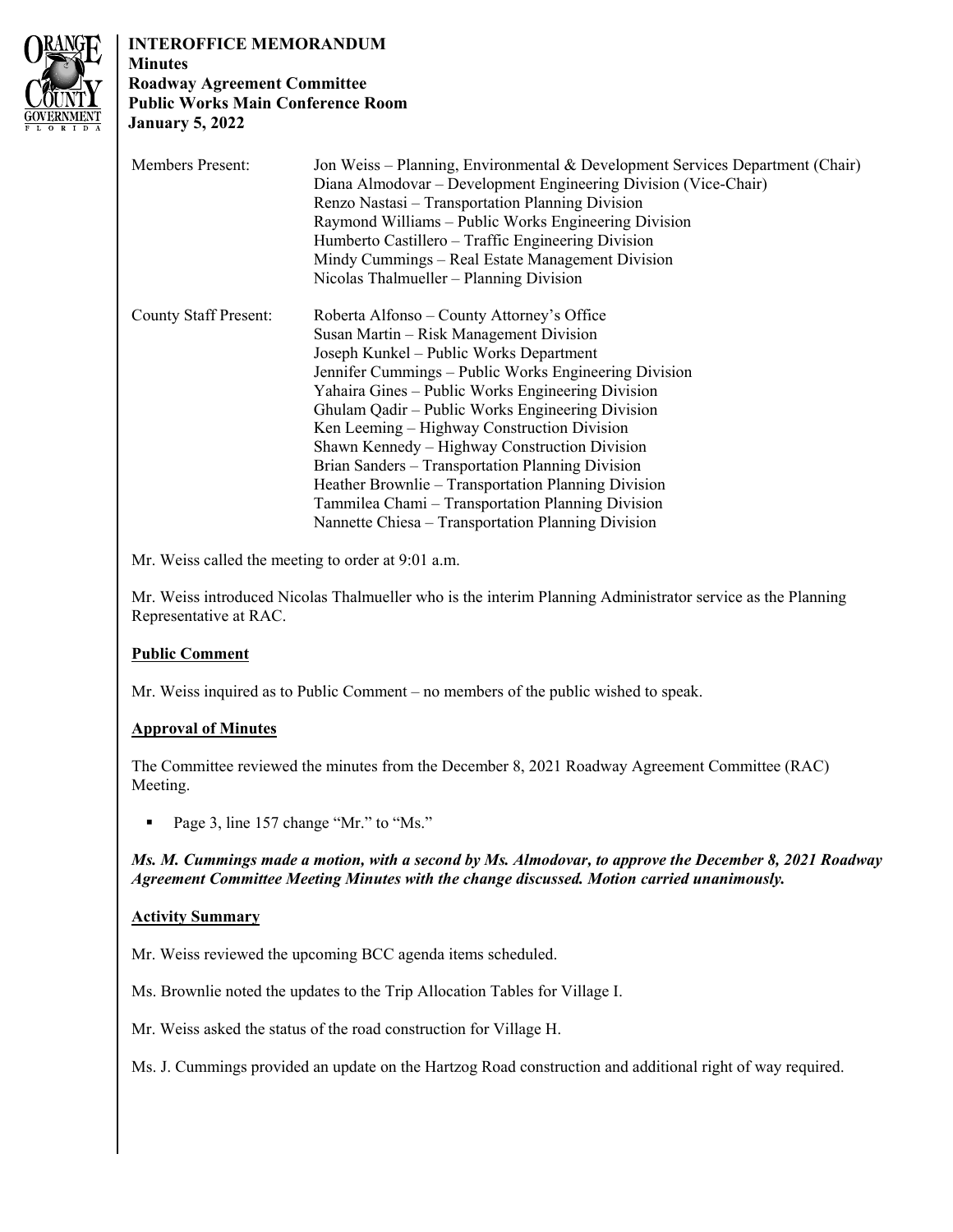**INTEROFFICE MEMORANDUM**
**Minutes**
**Roadway Agreement Committee**
**Public Works Main Conference Room**
**January 5, 2022**

| | |
|---|---|
| Members Present: | Jon Weiss – Planning, Environmental & Development Services Department (Chair)<br>Diana Almodovar – Development Engineering Division (Vice-Chair)<br>Renzo Nastasi – Transportation Planning Division<br>Raymond Williams – Public Works Engineering Division<br>Humberto Castillero – Traffic Engineering Division<br>Mindy Cummings – Real Estate Management Division<br>Nicolas Thalmueller – Planning Division |
| County Staff Present: | Roberta Alfonso – County Attorney's Office<br>Susan Martin – Risk Management Division<br>Joseph Kunkel – Public Works Department<br>Jennifer Cummings – Public Works Engineering Division<br>Yahaira Gines – Public Works Engineering Division<br>Ghulam Qadir – Public Works Engineering Division<br>Ken Leeming – Highway Construction Division<br>Shawn Kennedy – Highway Construction Division<br>Brian Sanders – Transportation Planning Division<br>Heather Brownlie – Transportation Planning Division<br>Tammilea Chami – Transportation Planning Division<br>Nannette Chiesa – Transportation Planning Division |

Mr. Weiss called the meeting to order at 9:01 a.m.

Mr. Weiss introduced Nicolas Thalmueller who is the interim Planning Administrator service as the Planning Representative at RAC.

**Public Comment**

Mr. Weiss inquired as to Public Comment – no members of the public wished to speak.

**Approval of Minutes**

The Committee reviewed the minutes from the December 8, 2021 Roadway Agreement Committee (RAC) Meeting.

- Page 3, line 157 change "Mr." to "Ms."

***Ms. M. Cummings made a motion, with a second by Ms. Almodovar, to approve the December 8, 2021 Roadway Agreement Committee Meeting Minutes with the change discussed. Motion carried unanimously.***

**Activity Summary**

Mr. Weiss reviewed the upcoming BCC agenda items scheduled.

Ms. Brownlie noted the updates to the Trip Allocation Tables for Village I.

Mr. Weiss asked the status of the road construction for Village H.

Ms. J. Cummings provided an update on the Hartzog Road construction and additional right of way required.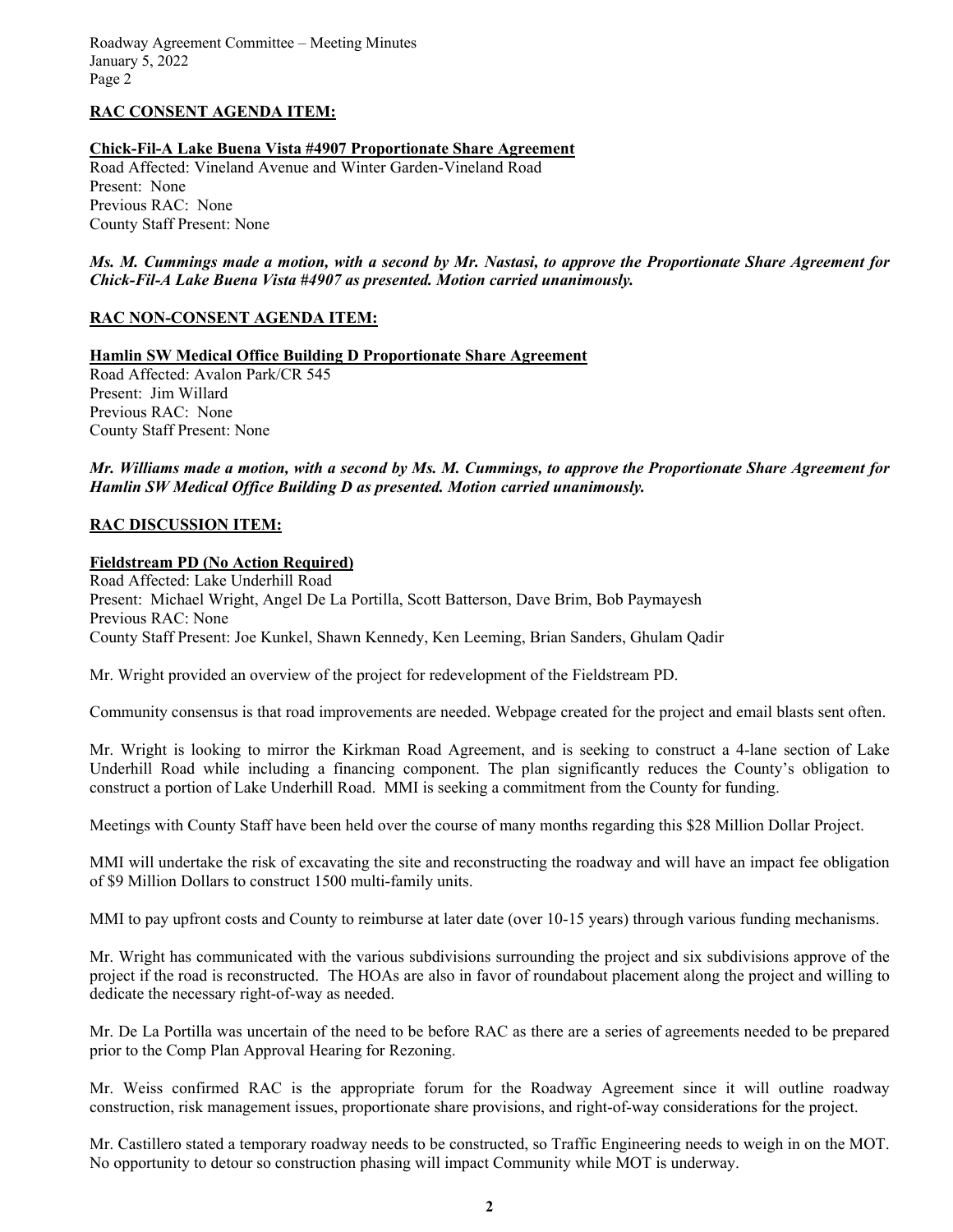**RAC CONSENT AGENDA ITEM:**

**Chick-Fil-A Lake Buena Vista #4907 Proportionate Share Agreement**
Road Affected: Vineland Avenue and Winter Garden-Vineland Road
Present: None
Previous RAC: None
County Staff Present: None

***Ms. M. Cummings made a motion, with a second by Mr. Nastasi, to approve the Proportionate Share Agreement for Chick-Fil-A Lake Buena Vista #4907 as presented. Motion carried unanimously.***

**RAC NON-CONSENT AGENDA ITEM:**

**Hamlin SW Medical Office Building D Proportionate Share Agreement**
Road Affected: Avalon Park/CR 545
Present: Jim Willard
Previous RAC: None
County Staff Present: None

***Mr. Williams made a motion, with a second by Ms. M. Cummings, to approve the Proportionate Share Agreement for Hamlin SW Medical Office Building D as presented. Motion carried unanimously.***

**RAC DISCUSSION ITEM:**

**Fieldstream PD (No Action Required)**
Road Affected: Lake Underhill Road
Present: Michael Wright, Angel De La Portilla, Scott Batterson, Dave Brim, Bob Paymayesh
Previous RAC: None
County Staff Present: Joe Kunkel, Shawn Kennedy, Ken Leeming, Brian Sanders, Ghulam Qadir

Mr. Wright provided an overview of the project for redevelopment of the Fieldstream PD.

Community consensus is that road improvements are needed. Webpage created for the project and email blasts sent often.

Mr. Wright is looking to mirror the Kirkman Road Agreement, and is seeking to construct a 4-lane section of Lake Underhill Road while including a financing component. The plan significantly reduces the County's obligation to construct a portion of Lake Underhill Road. MMI is seeking a commitment from the County for funding.

Meetings with County Staff have been held over the course of many months regarding this $28 Million Dollar Project.

MMI will undertake the risk of excavating the site and reconstructing the roadway and will have an impact fee obligation of $9 Million Dollars to construct 1500 multi-family units.

MMI to pay upfront costs and County to reimburse at later date (over 10-15 years) through various funding mechanisms.

Mr. Wright has communicated with the various subdivisions surrounding the project and six subdivisions approve of the project if the road is reconstructed. The HOAs are also in favor of roundabout placement along the project and willing to dedicate the necessary right-of-way as needed.

Mr. De La Portilla was uncertain of the need to be before RAC as there are a series of agreements needed to be prepared prior to the Comp Plan Approval Hearing for Rezoning.

Mr. Weiss confirmed RAC is the appropriate forum for the Roadway Agreement since it will outline roadway construction, risk management issues, proportionate share provisions, and right-of-way considerations for the project.

Mr. Castillero stated a temporary roadway needs to be constructed, so Traffic Engineering needs to weigh in on the MOT. No opportunity to detour so construction phasing will impact Community while MOT is underway.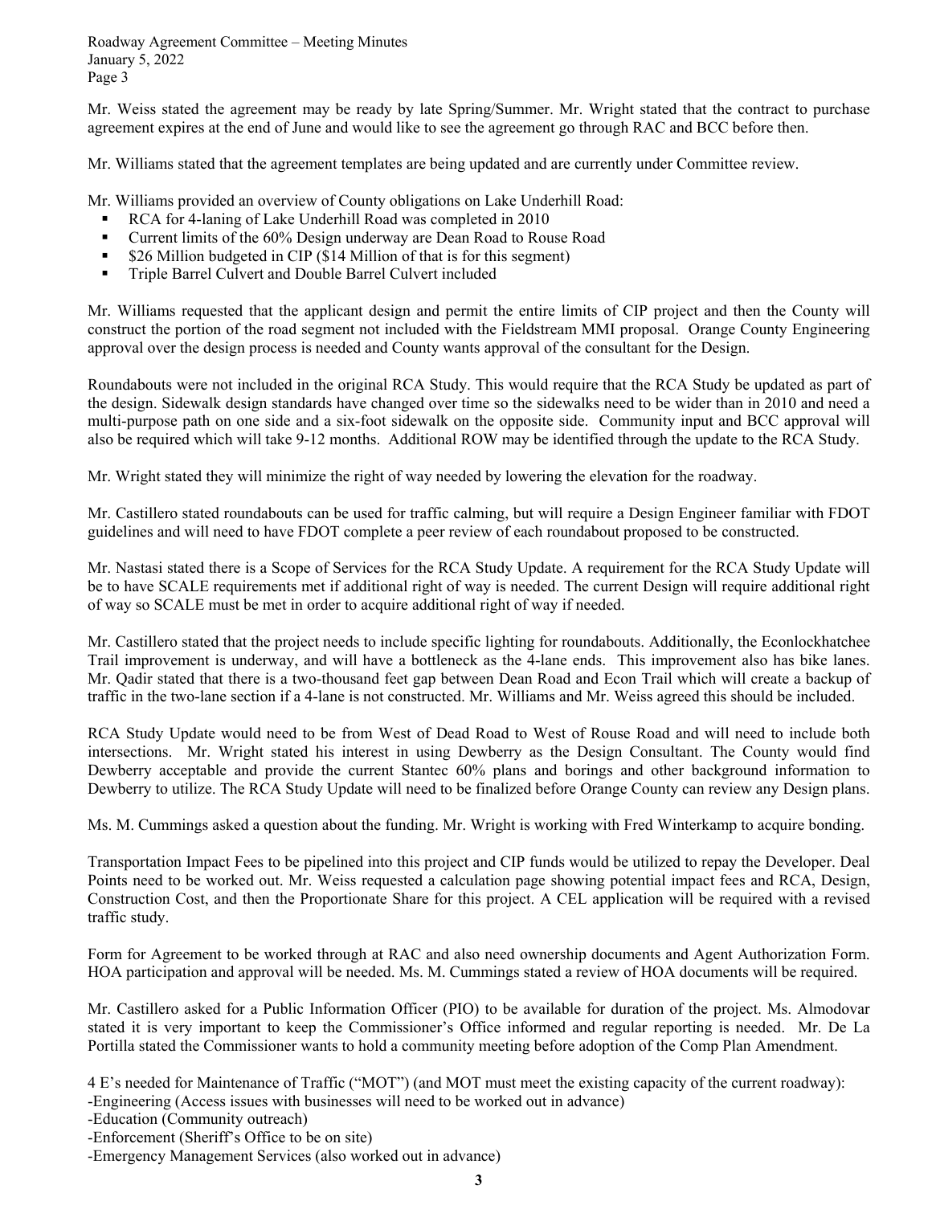Mr. Weiss stated the agreement may be ready by late Spring/Summer. Mr. Wright stated that the contract to purchase agreement expires at the end of June and would like to see the agreement go through RAC and BCC before then.

Mr. Williams stated that the agreement templates are being updated and are currently under Committee review.

Mr. Williams provided an overview of County obligations on Lake Underhill Road:

- RCA for 4-laning of Lake Underhill Road was completed in 2010
- Current limits of the 60% Design underway are Dean Road to Rouse Road
- $26 Million budgeted in CIP ($14 Million of that is for this segment)
- Triple Barrel Culvert and Double Barrel Culvert included

Mr. Williams requested that the applicant design and permit the entire limits of CIP project and then the County will construct the portion of the road segment not included with the Fieldstream MMI proposal. Orange County Engineering approval over the design process is needed and County wants approval of the consultant for the Design.

Roundabouts were not included in the original RCA Study. This would require that the RCA Study be updated as part of the design. Sidewalk design standards have changed over time so the sidewalks need to be wider than in 2010 and need a multi-purpose path on one side and a six-foot sidewalk on the opposite side. Community input and BCC approval will also be required which will take 9-12 months. Additional ROW may be identified through the update to the RCA Study.

Mr. Wright stated they will minimize the right of way needed by lowering the elevation for the roadway.

Mr. Castillero stated roundabouts can be used for traffic calming, but will require a Design Engineer familiar with FDOT guidelines and will need to have FDOT complete a peer review of each roundabout proposed to be constructed.

Mr. Nastasi stated there is a Scope of Services for the RCA Study Update. A requirement for the RCA Study Update will be to have SCALE requirements met if additional right of way is needed. The current Design will require additional right of way so SCALE must be met in order to acquire additional right of way if needed.

Mr. Castillero stated that the project needs to include specific lighting for roundabouts. Additionally, the Econlockhatchee Trail improvement is underway, and will have a bottleneck as the 4-lane ends. This improvement also has bike lanes. Mr. Qadir stated that there is a two-thousand feet gap between Dean Road and Econ Trail which will create a backup of traffic in the two-lane section if a 4-lane is not constructed. Mr. Williams and Mr. Weiss agreed this should be included.

RCA Study Update would need to be from West of Dead Road to West of Rouse Road and will need to include both intersections. Mr. Wright stated his interest in using Dewberry as the Design Consultant. The County would find Dewberry acceptable and provide the current Stantec 60% plans and borings and other background information to Dewberry to utilize. The RCA Study Update will need to be finalized before Orange County can review any Design plans.

Ms. M. Cummings asked a question about the funding. Mr. Wright is working with Fred Winterkamp to acquire bonding.

Transportation Impact Fees to be pipelined into this project and CIP funds would be utilized to repay the Developer. Deal Points need to be worked out. Mr. Weiss requested a calculation page showing potential impact fees and RCA, Design, Construction Cost, and then the Proportionate Share for this project. A CEL application will be required with a revised traffic study.

Form for Agreement to be worked through at RAC and also need ownership documents and Agent Authorization Form. HOA participation and approval will be needed. Ms. M. Cummings stated a review of HOA documents will be required.

Mr. Castillero asked for a Public Information Officer (PIO) to be available for duration of the project. Ms. Almodovar stated it is very important to keep the Commissioner's Office informed and regular reporting is needed. Mr. De La Portilla stated the Commissioner wants to hold a community meeting before adoption of the Comp Plan Amendment.

4 E's needed for Maintenance of Traffic ("MOT") (and MOT must meet the existing capacity of the current roadway):
-Engineering (Access issues with businesses will need to be worked out in advance)
-Education (Community outreach)
-Enforcement (Sheriff's Office to be on site)
-Emergency Management Services (also worked out in advance)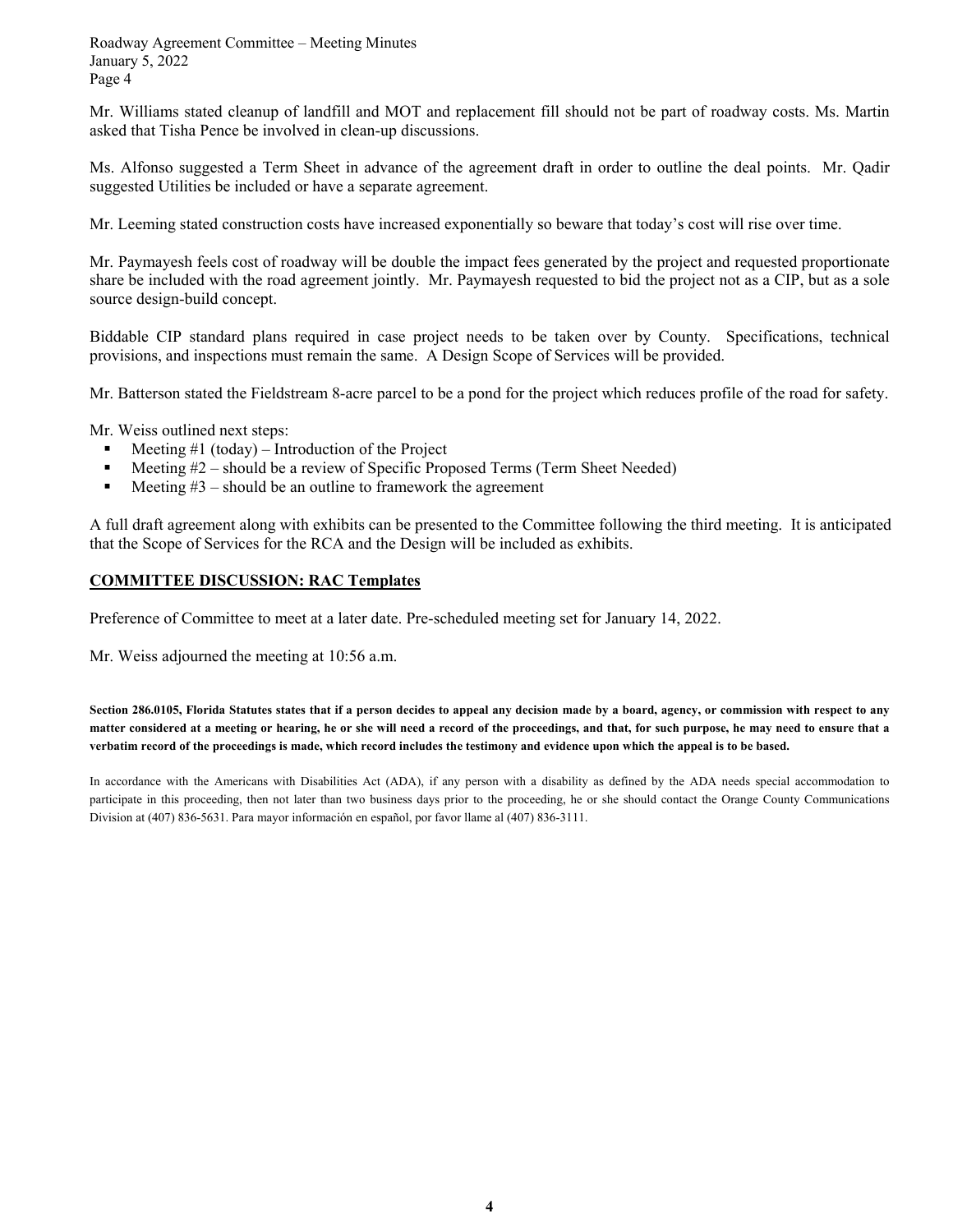Mr. Williams stated cleanup of landfill and MOT and replacement fill should not be part of roadway costs. Ms. Martin asked that Tisha Pence be involved in clean-up discussions.

Ms. Alfonso suggested a Term Sheet in advance of the agreement draft in order to outline the deal points. Mr. Qadir suggested Utilities be included or have a separate agreement.

Mr. Leeming stated construction costs have increased exponentially so beware that today's cost will rise over time.

Mr. Paymayesh feels cost of roadway will be double the impact fees generated by the project and requested proportionate share be included with the road agreement jointly. Mr. Paymayesh requested to bid the project not as a CIP, but as a sole source design-build concept.

Biddable CIP standard plans required in case project needs to be taken over by County. Specifications, technical provisions, and inspections must remain the same. A Design Scope of Services will be provided.

Mr. Batterson stated the Fieldstream 8-acre parcel to be a pond for the project which reduces profile of the road for safety.

Mr. Weiss outlined next steps:

- Meeting #1 (today) – Introduction of the Project
- Meeting #2 – should be a review of Specific Proposed Terms (Term Sheet Needed)
- Meeting #3 – should be an outline to framework the agreement

A full draft agreement along with exhibits can be presented to the Committee following the third meeting. It is anticipated that the Scope of Services for the RCA and the Design will be included as exhibits.

## COMMITTEE DISCUSSION: RAC Templates

Preference of Committee to meet at a later date. Pre-scheduled meeting set for January 14, 2022.

Mr. Weiss adjourned the meeting at 10:56 a.m.

**Section 286.0105, Florida Statutes states that if a person decides to appeal any decision made by a board, agency, or commission with respect to any matter considered at a meeting or hearing, he or she will need a record of the proceedings, and that, for such purpose, he may need to ensure that a verbatim record of the proceedings is made, which record includes the testimony and evidence upon which the appeal is to be based.**

In accordance with the Americans with Disabilities Act (ADA), if any person with a disability as defined by the ADA needs special accommodation to participate in this proceeding, then not later than two business days prior to the proceeding, he or she should contact the Orange County Communications Division at (407) 836-5631. Para mayor información en español, por favor llame al (407) 836-3111.